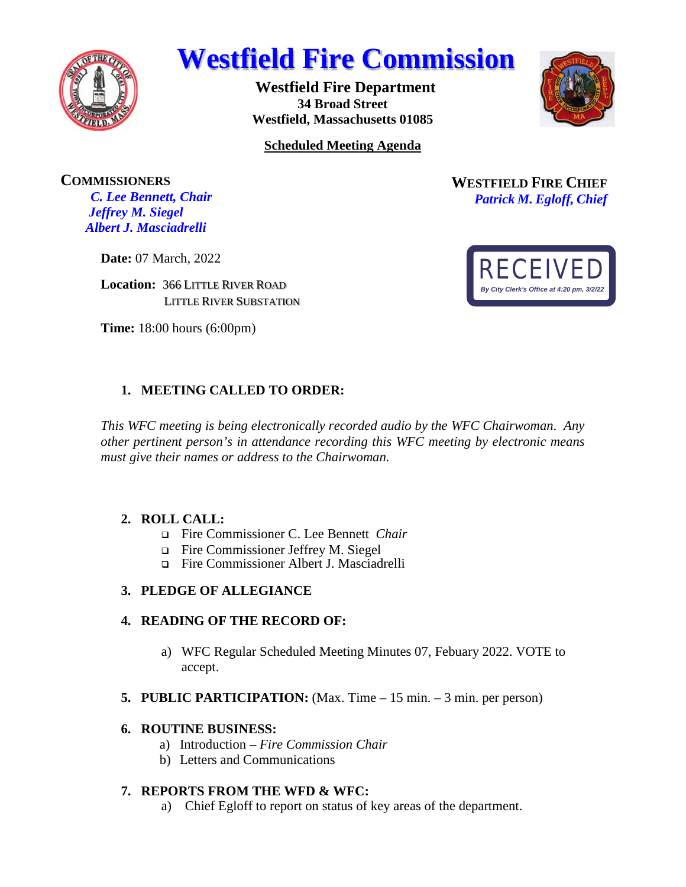# Westfield Fire Commission

**Westfield Fire Department**
**34 Broad Street**
**Westfield, Massachusetts 01085**

**Scheduled Meeting Agenda**

**COMMISSIONERS**
*C. Lee Bennett, Chair*
*Jeffrey M. Siegel*
*Albert J. Masciadrelli*

**WESTFIELD FIRE CHIEF**
*Patrick M. Egloff, Chief*

RECEIVED
*By City Clerk's Office at 4:20 pm, 3/2/22*

**Date:** 07 March, 2022

**Location:** 366 LITTLE RIVER ROAD
LITTLE RIVER SUBSTATION

**Time:** 18:00 hours (6:00pm)

1. **MEETING CALLED TO ORDER:**

*This WFC meeting is being electronically recorded audio by the WFC Chairwoman. Any other pertinent person's in attendance recording this WFC meeting by electronic means must give their names or address to the Chairwoman.*

2. **ROLL CALL:**
   - Fire Commissioner C. Lee Bennett *Chair*
   - Fire Commissioner Jeffrey M. Siegel
   - Fire Commissioner Albert J. Masciadrelli

3. **PLEDGE OF ALLEGIANCE**

4. **READING OF THE RECORD OF:**

   a) WFC Regular Scheduled Meeting Minutes 07, Febuary 2022. VOTE to accept.

5. **PUBLIC PARTICIPATION:** (Max. Time – 15 min. – 3 min. per person)

6. **ROUTINE BUSINESS:**
   a) Introduction – *Fire Commission Chair*
   b) Letters and Communications

7. **REPORTS FROM THE WFD & WFC:**
   a) Chief Egloff to report on status of key areas of the department.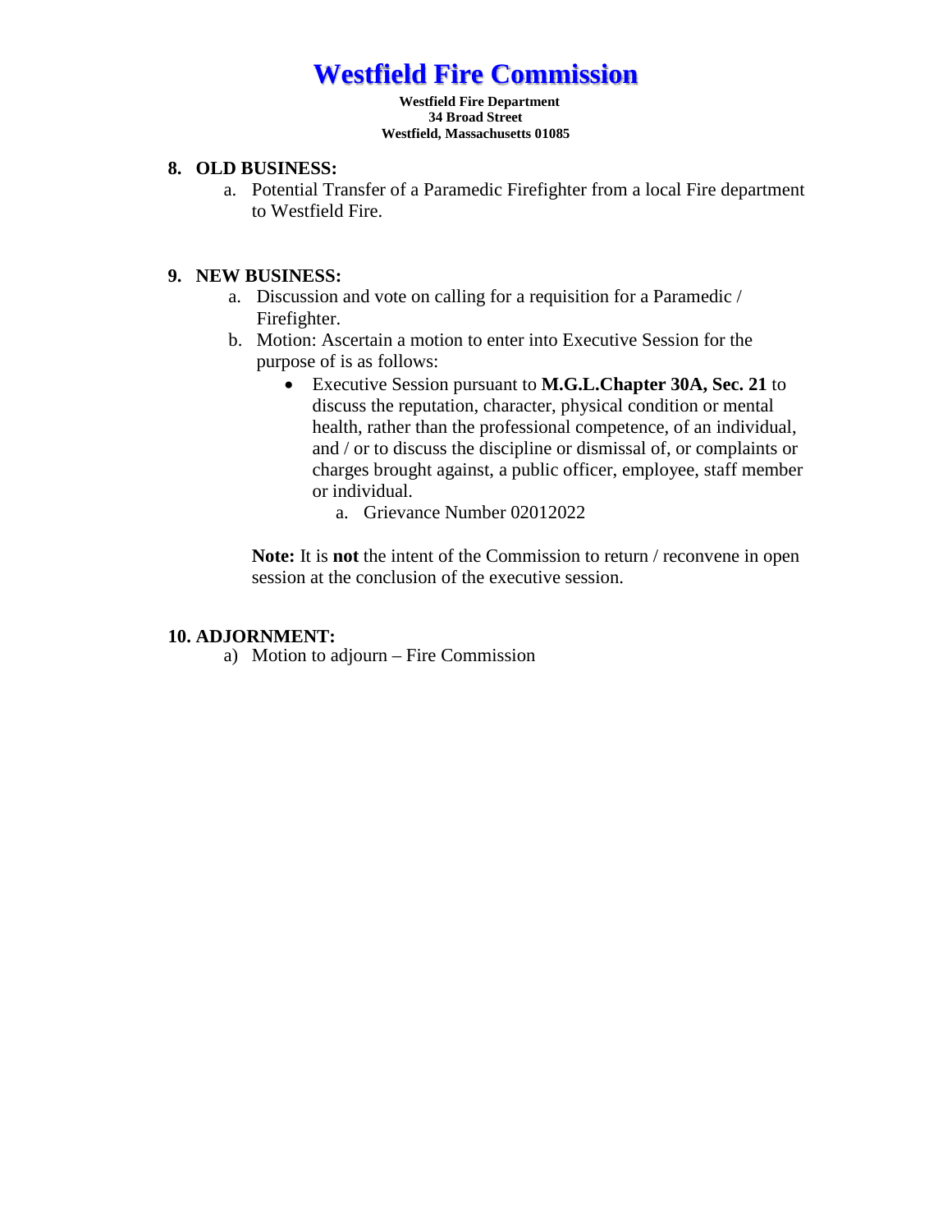# Westfield Fire Commission

**Westfield Fire Department**
**34 Broad Street**
**Westfield, Massachusetts 01085**

**8. OLD BUSINESS:**

a. Potential Transfer of a Paramedic Firefighter from a local Fire department to Westfield Fire.

**9. NEW BUSINESS:**

a. Discussion and vote on calling for a requisition for a Paramedic / Firefighter.

b. Motion: Ascertain a motion to enter into Executive Session for the purpose of is as follows:

- Executive Session pursuant to **M.G.L.Chapter 30A, Sec. 21** to discuss the reputation, character, physical condition or mental health, rather than the professional competence, of an individual, and / or to discuss the discipline or dismissal of, or complaints or charges brought against, a public officer, employee, staff member or individual.
  a. Grievance Number 02012022

**Note:** It is **not** the intent of the Commission to return / reconvene in open session at the conclusion of the executive session.

**10. ADJORNMENT:**

a) Motion to adjourn – Fire Commission